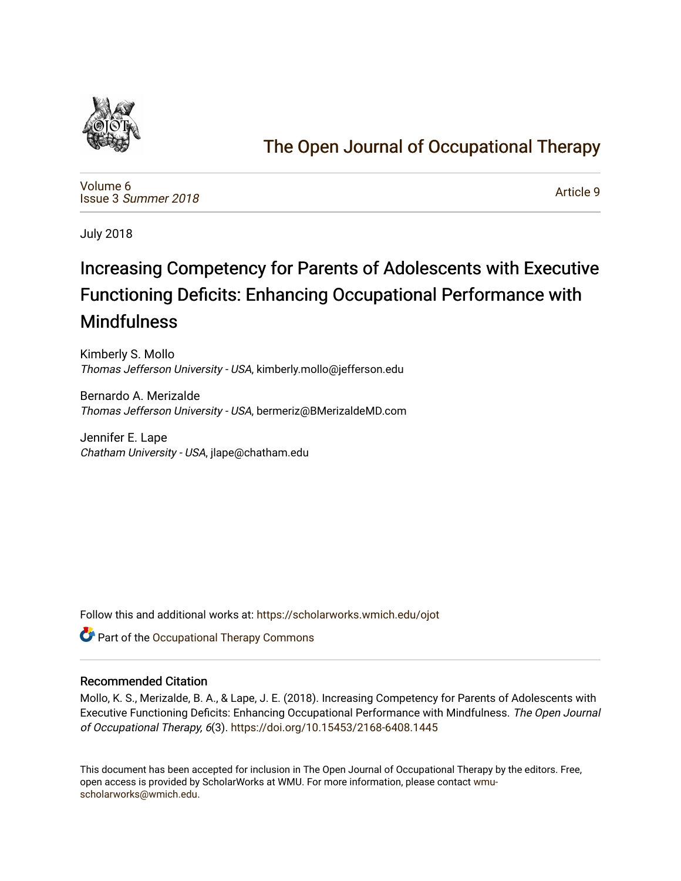# The Open Journal of Occupational Therapy

Volume 6
Issue 3 *Summer 2018*

Article 9

July 2018

## Increasing Competency for Parents of Adolescents with Executive Functioning Deficits: Enhancing Occupational Performance with Mindfulness

Kimberly S. Mollo
*Thomas Jefferson University - USA*, kimberly.mollo@jefferson.edu

Bernardo A. Merizalde
*Thomas Jefferson University - USA*, bermeriz@BMerizaldeMD.com

Jennifer E. Lape
*Chatham University - USA*, jlape@chatham.edu

Follow this and additional works at: https://scholarworks.wmich.edu/ojot

Part of the Occupational Therapy Commons

### Recommended Citation

Mollo, K. S., Merizalde, B. A., & Lape, J. E. (2018). Increasing Competency for Parents of Adolescents with Executive Functioning Deficits: Enhancing Occupational Performance with Mindfulness. *The Open Journal of Occupational Therapy, 6*(3). https://doi.org/10.15453/2168-6408.1445

This document has been accepted for inclusion in The Open Journal of Occupational Therapy by the editors. Free, open access is provided by ScholarWorks at WMU. For more information, please contact wmu-scholarworks@wmich.edu.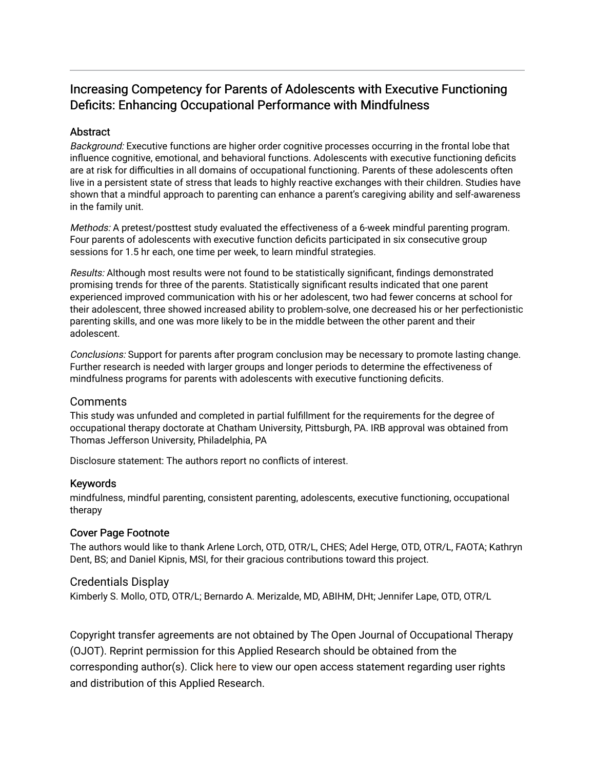# Increasing Competency for Parents of Adolescents with Executive Functioning Deficits: Enhancing Occupational Performance with Mindfulness

## Abstract

*Background:* Executive functions are higher order cognitive processes occurring in the frontal lobe that influence cognitive, emotional, and behavioral functions. Adolescents with executive functioning deficits are at risk for difficulties in all domains of occupational functioning. Parents of these adolescents often live in a persistent state of stress that leads to highly reactive exchanges with their children. Studies have shown that a mindful approach to parenting can enhance a parent's caregiving ability and self-awareness in the family unit.

*Methods:* A pretest/posttest study evaluated the effectiveness of a 6-week mindful parenting program. Four parents of adolescents with executive function deficits participated in six consecutive group sessions for 1.5 hr each, one time per week, to learn mindful strategies.

*Results:* Although most results were not found to be statistically significant, findings demonstrated promising trends for three of the parents. Statistically significant results indicated that one parent experienced improved communication with his or her adolescent, two had fewer concerns at school for their adolescent, three showed increased ability to problem-solve, one decreased his or her perfectionistic parenting skills, and one was more likely to be in the middle between the other parent and their adolescent.

*Conclusions:* Support for parents after program conclusion may be necessary to promote lasting change. Further research is needed with larger groups and longer periods to determine the effectiveness of mindfulness programs for parents with adolescents with executive functioning deficits.

## Comments

This study was unfunded and completed in partial fulfillment for the requirements for the degree of occupational therapy doctorate at Chatham University, Pittsburgh, PA. IRB approval was obtained from Thomas Jefferson University, Philadelphia, PA

Disclosure statement: The authors report no conflicts of interest.

## Keywords

mindfulness, mindful parenting, consistent parenting, adolescents, executive functioning, occupational therapy

## Cover Page Footnote

The authors would like to thank Arlene Lorch, OTD, OTR/L, CHES; Adel Herge, OTD, OTR/L, FAOTA; Kathryn Dent, BS; and Daniel Kipnis, MSI, for their gracious contributions toward this project.

## Credentials Display

Kimberly S. Mollo, OTD, OTR/L; Bernardo A. Merizalde, MD, ABIHM, DHt; Jennifer Lape, OTD, OTR/L

Copyright transfer agreements are not obtained by The Open Journal of Occupational Therapy (OJOT). Reprint permission for this Applied Research should be obtained from the corresponding author(s). Click here to view our open access statement regarding user rights and distribution of this Applied Research.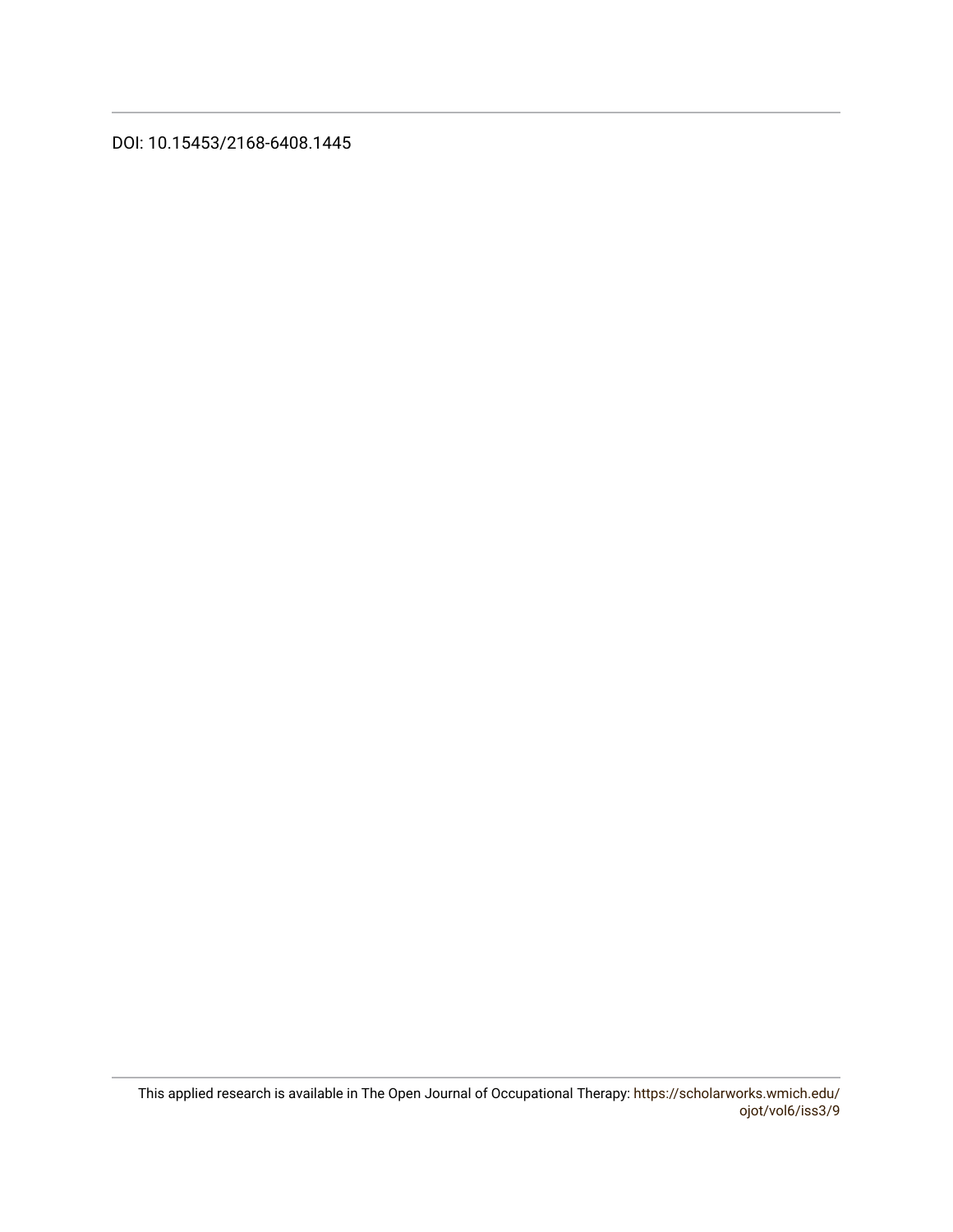DOI: 10.15453/2168-6408.1445

This applied research is available in The Open Journal of Occupational Therapy: https://scholarworks.wmich.edu/ojot/vol6/iss3/9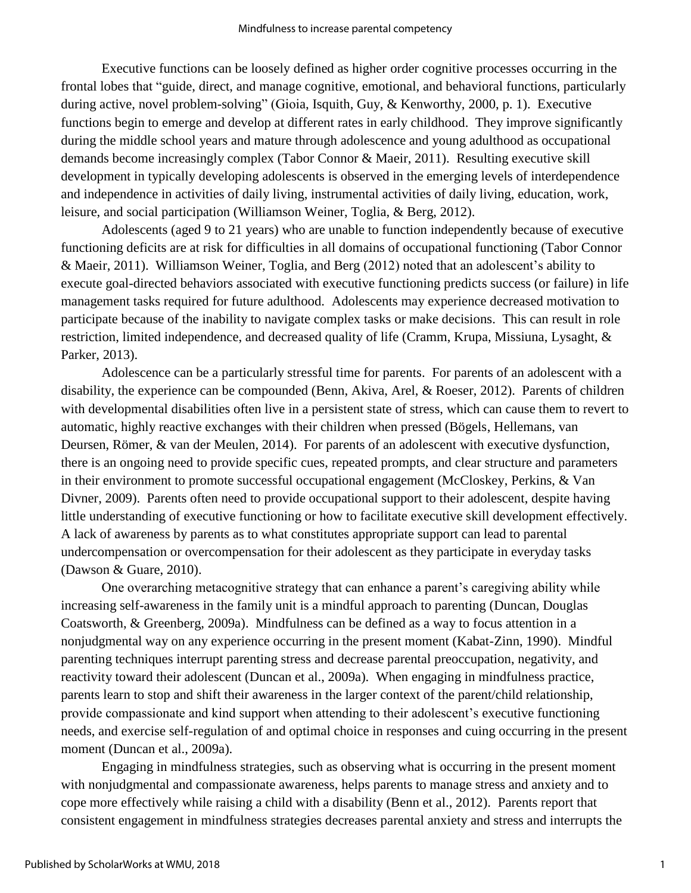Executive functions can be loosely defined as higher order cognitive processes occurring in the frontal lobes that "guide, direct, and manage cognitive, emotional, and behavioral functions, particularly during active, novel problem-solving" (Gioia, Isquith, Guy, & Kenworthy, 2000, p. 1). Executive functions begin to emerge and develop at different rates in early childhood. They improve significantly during the middle school years and mature through adolescence and young adulthood as occupational demands become increasingly complex (Tabor Connor & Maeir, 2011). Resulting executive skill development in typically developing adolescents is observed in the emerging levels of interdependence and independence in activities of daily living, instrumental activities of daily living, education, work, leisure, and social participation (Williamson Weiner, Toglia, & Berg, 2012).

Adolescents (aged 9 to 21 years) who are unable to function independently because of executive functioning deficits are at risk for difficulties in all domains of occupational functioning (Tabor Connor & Maeir, 2011). Williamson Weiner, Toglia, and Berg (2012) noted that an adolescent's ability to execute goal-directed behaviors associated with executive functioning predicts success (or failure) in life management tasks required for future adulthood. Adolescents may experience decreased motivation to participate because of the inability to navigate complex tasks or make decisions. This can result in role restriction, limited independence, and decreased quality of life (Cramm, Krupa, Missiuna, Lysaght, & Parker, 2013).

Adolescence can be a particularly stressful time for parents. For parents of an adolescent with a disability, the experience can be compounded (Benn, Akiva, Arel, & Roeser, 2012). Parents of children with developmental disabilities often live in a persistent state of stress, which can cause them to revert to automatic, highly reactive exchanges with their children when pressed (Bögels, Hellemans, van Deursen, Römer, & van der Meulen, 2014). For parents of an adolescent with executive dysfunction, there is an ongoing need to provide specific cues, repeated prompts, and clear structure and parameters in their environment to promote successful occupational engagement (McCloskey, Perkins, & Van Divner, 2009). Parents often need to provide occupational support to their adolescent, despite having little understanding of executive functioning or how to facilitate executive skill development effectively. A lack of awareness by parents as to what constitutes appropriate support can lead to parental undercompensation or overcompensation for their adolescent as they participate in everyday tasks (Dawson & Guare, 2010).

One overarching metacognitive strategy that can enhance a parent's caregiving ability while increasing self-awareness in the family unit is a mindful approach to parenting (Duncan, Douglas Coatsworth, & Greenberg, 2009a). Mindfulness can be defined as a way to focus attention in a nonjudgmental way on any experience occurring in the present moment (Kabat-Zinn, 1990). Mindful parenting techniques interrupt parenting stress and decrease parental preoccupation, negativity, and reactivity toward their adolescent (Duncan et al., 2009a). When engaging in mindfulness practice, parents learn to stop and shift their awareness in the larger context of the parent/child relationship, provide compassionate and kind support when attending to their adolescent's executive functioning needs, and exercise self-regulation of and optimal choice in responses and cuing occurring in the present moment (Duncan et al., 2009a).

Engaging in mindfulness strategies, such as observing what is occurring in the present moment with nonjudgmental and compassionate awareness, helps parents to manage stress and anxiety and to cope more effectively while raising a child with a disability (Benn et al., 2012). Parents report that consistent engagement in mindfulness strategies decreases parental anxiety and stress and interrupts the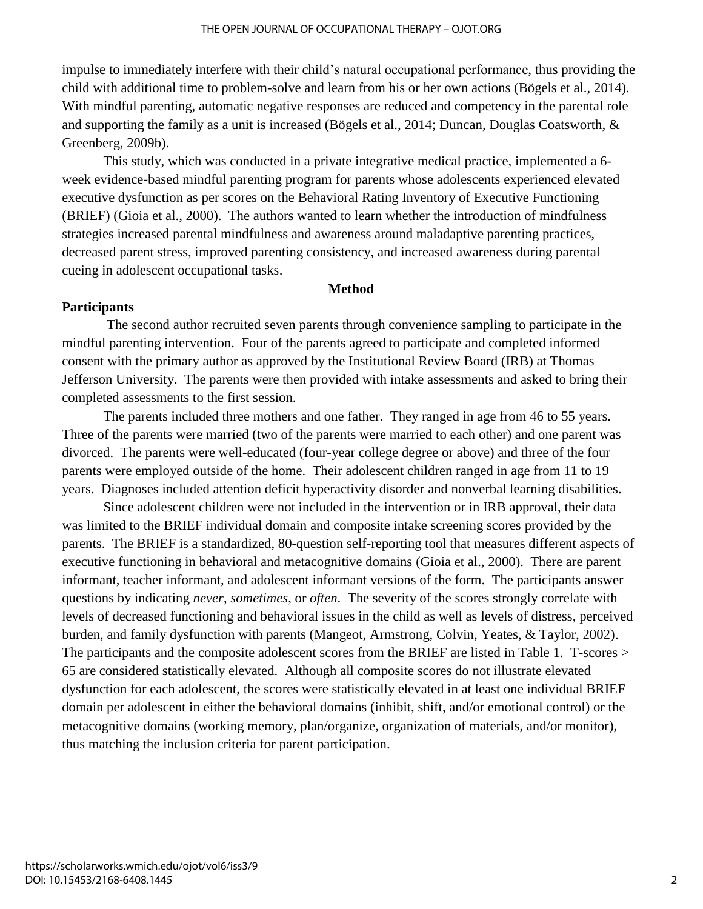impulse to immediately interfere with their child's natural occupational performance, thus providing the child with additional time to problem-solve and learn from his or her own actions (Bögels et al., 2014). With mindful parenting, automatic negative responses are reduced and competency in the parental role and supporting the family as a unit is increased (Bögels et al., 2014; Duncan, Douglas Coatsworth, & Greenberg, 2009b).

This study, which was conducted in a private integrative medical practice, implemented a 6-week evidence-based mindful parenting program for parents whose adolescents experienced elevated executive dysfunction as per scores on the Behavioral Rating Inventory of Executive Functioning (BRIEF) (Gioia et al., 2000). The authors wanted to learn whether the introduction of mindfulness strategies increased parental mindfulness and awareness around maladaptive parenting practices, decreased parent stress, improved parenting consistency, and increased awareness during parental cueing in adolescent occupational tasks.

## Method

### Participants

The second author recruited seven parents through convenience sampling to participate in the mindful parenting intervention. Four of the parents agreed to participate and completed informed consent with the primary author as approved by the Institutional Review Board (IRB) at Thomas Jefferson University. The parents were then provided with intake assessments and asked to bring their completed assessments to the first session.

The parents included three mothers and one father. They ranged in age from 46 to 55 years. Three of the parents were married (two of the parents were married to each other) and one parent was divorced. The parents were well-educated (four-year college degree or above) and three of the four parents were employed outside of the home. Their adolescent children ranged in age from 11 to 19 years. Diagnoses included attention deficit hyperactivity disorder and nonverbal learning disabilities.

Since adolescent children were not included in the intervention or in IRB approval, their data was limited to the BRIEF individual domain and composite intake screening scores provided by the parents. The BRIEF is a standardized, 80-question self-reporting tool that measures different aspects of executive functioning in behavioral and metacognitive domains (Gioia et al., 2000). There are parent informant, teacher informant, and adolescent informant versions of the form. The participants answer questions by indicating *never*, *sometimes*, or *often*. The severity of the scores strongly correlate with levels of decreased functioning and behavioral issues in the child as well as levels of distress, perceived burden, and family dysfunction with parents (Mangeot, Armstrong, Colvin, Yeates, & Taylor, 2002). The participants and the composite adolescent scores from the BRIEF are listed in Table 1. T-scores > 65 are considered statistically elevated. Although all composite scores do not illustrate elevated dysfunction for each adolescent, the scores were statistically elevated in at least one individual BRIEF domain per adolescent in either the behavioral domains (inhibit, shift, and/or emotional control) or the metacognitive domains (working memory, plan/organize, organization of materials, and/or monitor), thus matching the inclusion criteria for parent participation.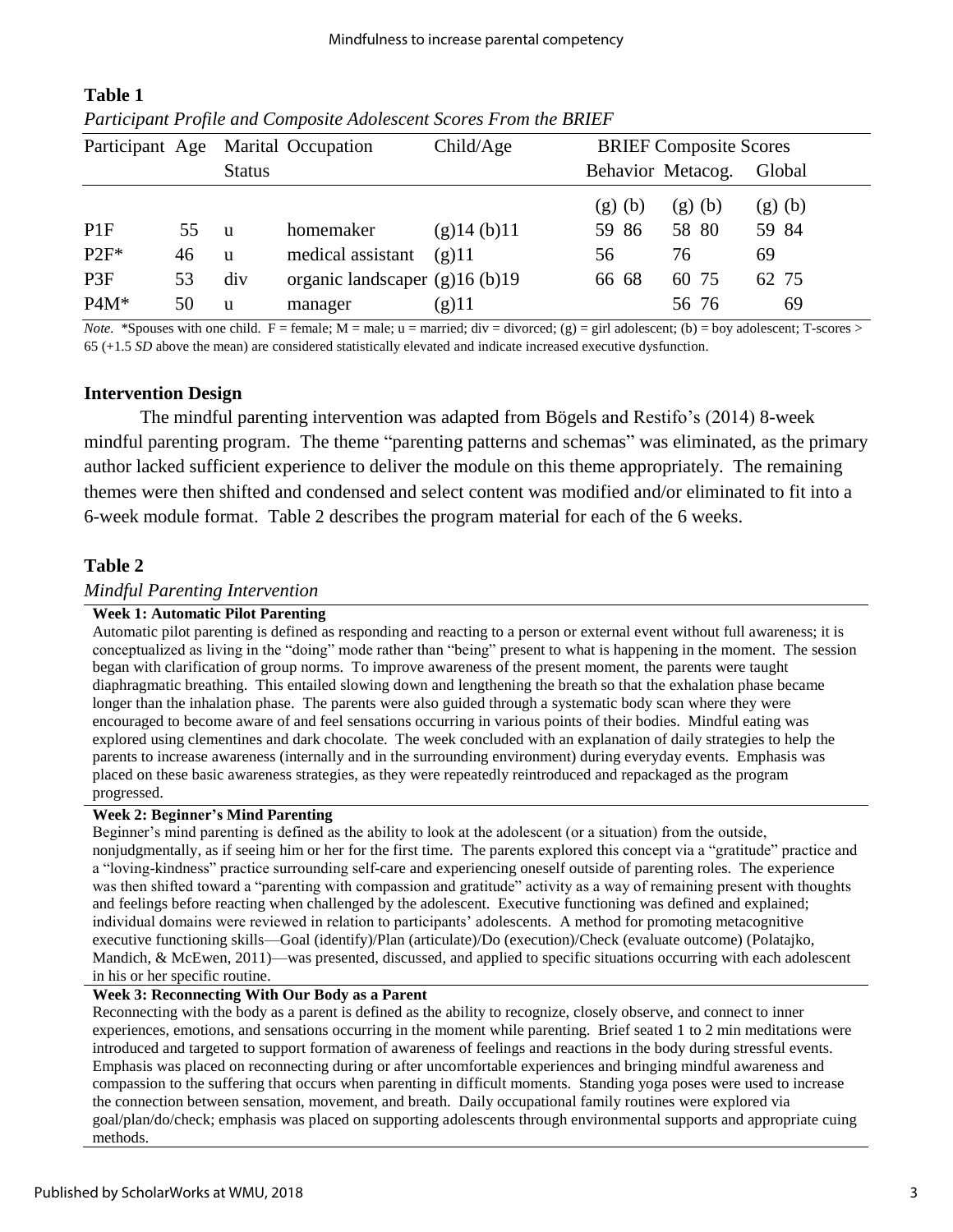**Table 1**

*Participant Profile and Composite Adolescent Scores From the BRIEF*

| Participant | Age | Marital Status | Occupation | Child/Age | BRIEF Composite Scores | | | | | |
|---|---|---|---|---|---|---|---|---|---|---|
| | | | | | Behavior | | Metacog. | | Global | |
| | | | | | (g) | (b) | (g) | (b) | (g) | (b) |
| P1F | 55 | u | homemaker | (g)14 (b)11 | 59 | 86 | 58 | 80 | 59 | 84 |
| P2F* | 46 | u | medical assistant | (g)11 | 56 | | 76 | | 69 | |
| P3F | 53 | div | organic landscaper | (g)16 (b)19 | 66 | 68 | 60 | 75 | 62 | 75 |
| P4M* | 50 | u | manager | (g)11 | | | 56 | 76 | | 69 |

*Note*. *Spouses with one child. F = female; M = male; u = married; div = divorced; (g) = girl adolescent; (b) = boy adolescent; T-scores > 65 (+1.5 *SD* above the mean) are considered statistically elevated and indicate increased executive dysfunction.

## Intervention Design

The mindful parenting intervention was adapted from Bögels and Restifo's (2014) 8-week mindful parenting program. The theme "parenting patterns and schemas" was eliminated, as the primary author lacked sufficient experience to deliver the module on this theme appropriately. The remaining themes were then shifted and condensed and select content was modified and/or eliminated to fit into a 6-week module format. Table 2 describes the program material for each of the 6 weeks.

**Table 2**

*Mindful Parenting Intervention*

**Week 1: Automatic Pilot Parenting**

Automatic pilot parenting is defined as responding and reacting to a person or external event without full awareness; it is conceptualized as living in the "doing" mode rather than "being" present to what is happening in the moment. The session began with clarification of group norms. To improve awareness of the present moment, the parents were taught diaphragmatic breathing. This entailed slowing down and lengthening the breath so that the exhalation phase became longer than the inhalation phase. The parents were also guided through a systematic body scan where they were encouraged to become aware of and feel sensations occurring in various points of their bodies. Mindful eating was explored using clementines and dark chocolate. The week concluded with an explanation of daily strategies to help the parents to increase awareness (internally and in the surrounding environment) during everyday events. Emphasis was placed on these basic awareness strategies, as they were repeatedly reintroduced and repackaged as the program progressed.

**Week 2: Beginner's Mind Parenting**

Beginner's mind parenting is defined as the ability to look at the adolescent (or a situation) from the outside, nonjudgmentally, as if seeing him or her for the first time. The parents explored this concept via a "gratitude" practice and a "loving-kindness" practice surrounding self-care and experiencing oneself outside of parenting roles. The experience was then shifted toward a "parenting with compassion and gratitude" activity as a way of remaining present with thoughts and feelings before reacting when challenged by the adolescent. Executive functioning was defined and explained; individual domains were reviewed in relation to participants' adolescents. A method for promoting metacognitive executive functioning skills—Goal (identify)/Plan (articulate)/Do (execution)/Check (evaluate outcome) (Polatajko, Mandich, & McEwen, 2011)—was presented, discussed, and applied to specific situations occurring with each adolescent in his or her specific routine.

**Week 3: Reconnecting With Our Body as a Parent**

Reconnecting with the body as a parent is defined as the ability to recognize, closely observe, and connect to inner experiences, emotions, and sensations occurring in the moment while parenting. Brief seated 1 to 2 min meditations were introduced and targeted to support formation of awareness of feelings and reactions in the body during stressful events. Emphasis was placed on reconnecting during or after uncomfortable experiences and bringing mindful awareness and compassion to the suffering that occurs when parenting in difficult moments. Standing yoga poses were used to increase the connection between sensation, movement, and breath. Daily occupational family routines were explored via goal/plan/do/check; emphasis was placed on supporting adolescents through environmental supports and appropriate cuing methods.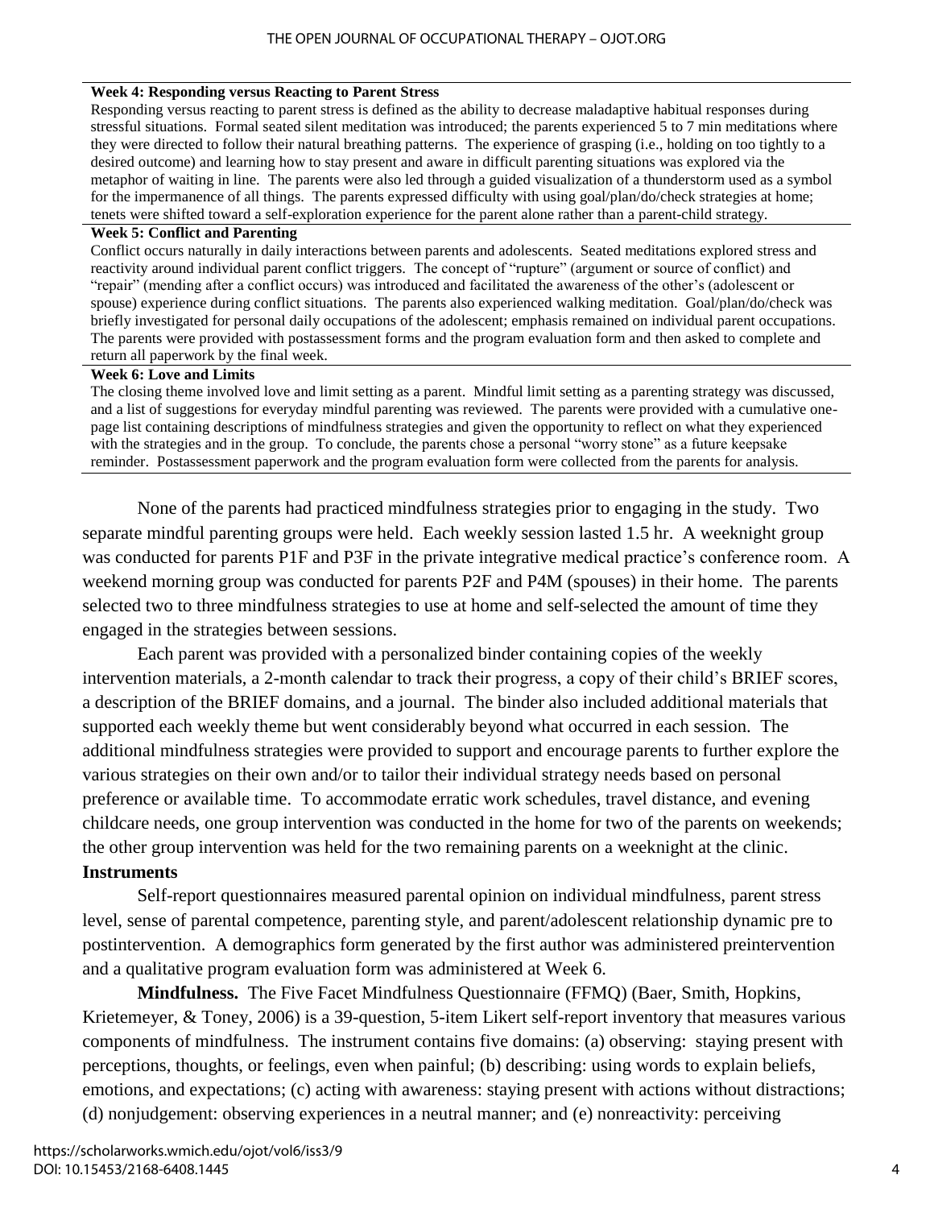**Week 4: Responding versus Reacting to Parent Stress**

Responding versus reacting to parent stress is defined as the ability to decrease maladaptive habitual responses during stressful situations. Formal seated silent meditation was introduced; the parents experienced 5 to 7 min meditations where they were directed to follow their natural breathing patterns. The experience of grasping (i.e., holding on too tightly to a desired outcome) and learning how to stay present and aware in difficult parenting situations was explored via the metaphor of waiting in line. The parents were also led through a guided visualization of a thunderstorm used as a symbol for the impermanence of all things. The parents expressed difficulty with using goal/plan/do/check strategies at home; tenets were shifted toward a self-exploration experience for the parent alone rather than a parent-child strategy.

**Week 5: Conflict and Parenting**

Conflict occurs naturally in daily interactions between parents and adolescents. Seated meditations explored stress and reactivity around individual parent conflict triggers. The concept of "rupture" (argument or source of conflict) and "repair" (mending after a conflict occurs) was introduced and facilitated the awareness of the other's (adolescent or spouse) experience during conflict situations. The parents also experienced walking meditation. Goal/plan/do/check was briefly investigated for personal daily occupations of the adolescent; emphasis remained on individual parent occupations. The parents were provided with postassessment forms and the program evaluation form and then asked to complete and return all paperwork by the final week.

**Week 6: Love and Limits**

The closing theme involved love and limit setting as a parent. Mindful limit setting as a parenting strategy was discussed, and a list of suggestions for everyday mindful parenting was reviewed. The parents were provided with a cumulative one-page list containing descriptions of mindfulness strategies and given the opportunity to reflect on what they experienced with the strategies and in the group. To conclude, the parents chose a personal "worry stone" as a future keepsake reminder. Postassessment paperwork and the program evaluation form were collected from the parents for analysis.

None of the parents had practiced mindfulness strategies prior to engaging in the study. Two separate mindful parenting groups were held. Each weekly session lasted 1.5 hr. A weeknight group was conducted for parents P1F and P3F in the private integrative medical practice's conference room. A weekend morning group was conducted for parents P2F and P4M (spouses) in their home. The parents selected two to three mindfulness strategies to use at home and self-selected the amount of time they engaged in the strategies between sessions.

Each parent was provided with a personalized binder containing copies of the weekly intervention materials, a 2-month calendar to track their progress, a copy of their child's BRIEF scores, a description of the BRIEF domains, and a journal. The binder also included additional materials that supported each weekly theme but went considerably beyond what occurred in each session. The additional mindfulness strategies were provided to support and encourage parents to further explore the various strategies on their own and/or to tailor their individual strategy needs based on personal preference or available time. To accommodate erratic work schedules, travel distance, and evening childcare needs, one group intervention was conducted in the home for two of the parents on weekends; the other group intervention was held for the two remaining parents on a weeknight at the clinic.

### Instruments

Self-report questionnaires measured parental opinion on individual mindfulness, parent stress level, sense of parental competence, parenting style, and parent/adolescent relationship dynamic pre to postintervention. A demographics form generated by the first author was administered preintervention and a qualitative program evaluation form was administered at Week 6.

**Mindfulness.** The Five Facet Mindfulness Questionnaire (FFMQ) (Baer, Smith, Hopkins, Krietemeyer, & Toney, 2006) is a 39-question, 5-item Likert self-report inventory that measures various components of mindfulness. The instrument contains five domains: (a) observing: staying present with perceptions, thoughts, or feelings, even when painful; (b) describing: using words to explain beliefs, emotions, and expectations; (c) acting with awareness: staying present with actions without distractions; (d) nonjudgement: observing experiences in a neutral manner; and (e) nonreactivity: perceiving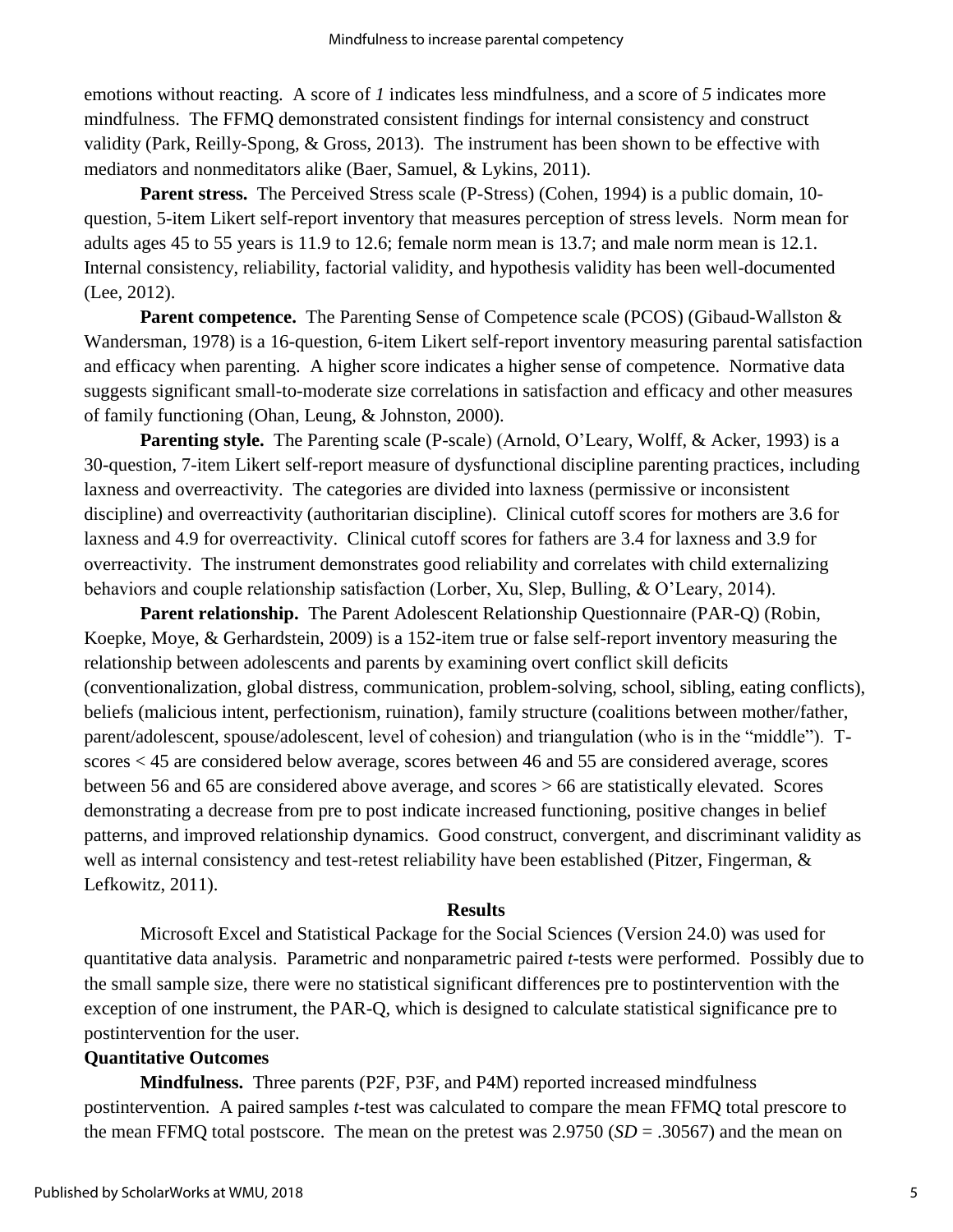emotions without reacting. A score of *1* indicates less mindfulness, and a score of *5* indicates more mindfulness. The FFMQ demonstrated consistent findings for internal consistency and construct validity (Park, Reilly-Spong, & Gross, 2013). The instrument has been shown to be effective with mediators and nonmeditators alike (Baer, Samuel, & Lykins, 2011).

**Parent stress.** The Perceived Stress scale (P-Stress) (Cohen, 1994) is a public domain, 10-question, 5-item Likert self-report inventory that measures perception of stress levels. Norm mean for adults ages 45 to 55 years is 11.9 to 12.6; female norm mean is 13.7; and male norm mean is 12.1. Internal consistency, reliability, factorial validity, and hypothesis validity has been well-documented (Lee, 2012).

**Parent competence.** The Parenting Sense of Competence scale (PCOS) (Gibaud-Wallston & Wandersman, 1978) is a 16-question, 6-item Likert self-report inventory measuring parental satisfaction and efficacy when parenting. A higher score indicates a higher sense of competence. Normative data suggests significant small-to-moderate size correlations in satisfaction and efficacy and other measures of family functioning (Ohan, Leung, & Johnston, 2000).

**Parenting style.** The Parenting scale (P-scale) (Arnold, O'Leary, Wolff, & Acker, 1993) is a 30-question, 7-item Likert self-report measure of dysfunctional discipline parenting practices, including laxness and overreactivity. The categories are divided into laxness (permissive or inconsistent discipline) and overreactivity (authoritarian discipline). Clinical cutoff scores for mothers are 3.6 for laxness and 4.9 for overreactivity. Clinical cutoff scores for fathers are 3.4 for laxness and 3.9 for overreactivity. The instrument demonstrates good reliability and correlates with child externalizing behaviors and couple relationship satisfaction (Lorber, Xu, Slep, Bulling, & O'Leary, 2014).

**Parent relationship.** The Parent Adolescent Relationship Questionnaire (PAR-Q) (Robin, Koepke, Moye, & Gerhardstein, 2009) is a 152-item true or false self-report inventory measuring the relationship between adolescents and parents by examining overt conflict skill deficits (conventionalization, global distress, communication, problem-solving, school, sibling, eating conflicts), beliefs (malicious intent, perfectionism, ruination), family structure (coalitions between mother/father, parent/adolescent, spouse/adolescent, level of cohesion) and triangulation (who is in the "middle"). T-scores < 45 are considered below average, scores between 46 and 55 are considered average, scores between 56 and 65 are considered above average, and scores > 66 are statistically elevated. Scores demonstrating a decrease from pre to post indicate increased functioning, positive changes in belief patterns, and improved relationship dynamics. Good construct, convergent, and discriminant validity as well as internal consistency and test-retest reliability have been established (Pitzer, Fingerman, & Lefkowitz, 2011).

## Results

Microsoft Excel and Statistical Package for the Social Sciences (Version 24.0) was used for quantitative data analysis. Parametric and nonparametric paired *t*-tests were performed. Possibly due to the small sample size, there were no statistical significant differences pre to postintervention with the exception of one instrument, the PAR-Q, which is designed to calculate statistical significance pre to postintervention for the user.

### Quantitative Outcomes

**Mindfulness.** Three parents (P2F, P3F, and P4M) reported increased mindfulness postintervention. A paired samples *t*-test was calculated to compare the mean FFMQ total prescore to the mean FFMQ total postscore. The mean on the pretest was 2.9750 ($SD$ = .30567) and the mean on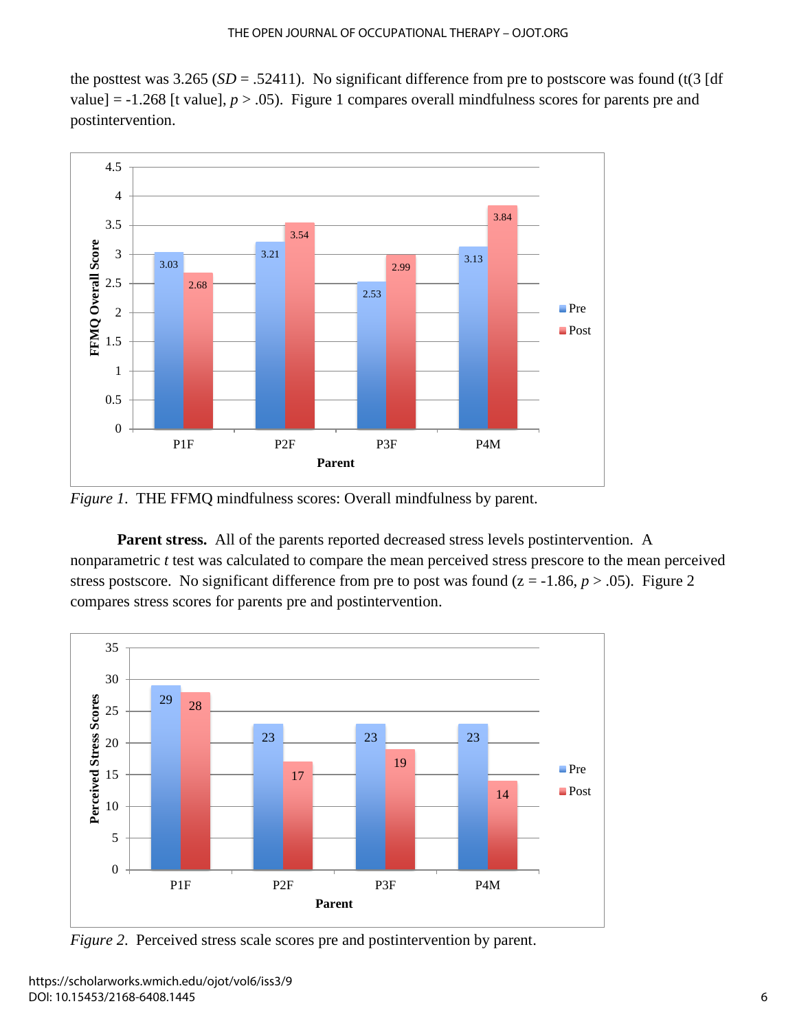the posttest was 3.265 ($SD$ = .52411). No significant difference from pre to postscore was found (t(3 [df value] = -1.268 [t value], $p > .05$). Figure 1 compares overall mindfulness scores for parents pre and postintervention.

*Figure 1*. THE FFMQ mindfulness scores: Overall mindfulness by parent.

**Parent stress.** All of the parents reported decreased stress levels postintervention. A nonparametric *t* test was calculated to compare the mean perceived stress prescore to the mean perceived stress postscore. No significant difference from pre to post was found (z = -1.86, $p > .05$). Figure 2 compares stress scores for parents pre and postintervention.

*Figure 2*. Perceived stress scale scores pre and postintervention by parent.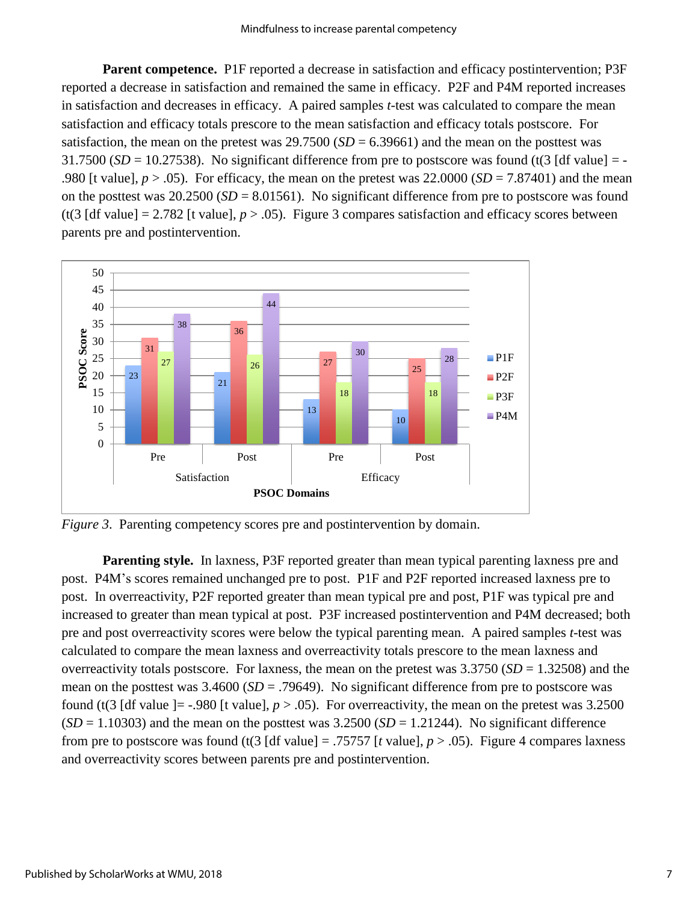**Parent competence.** P1F reported a decrease in satisfaction and efficacy postintervention; P3F reported a decrease in satisfaction and remained the same in efficacy. P2F and P4M reported increases in satisfaction and decreases in efficacy. A paired samples *t*-test was calculated to compare the mean satisfaction and efficacy totals prescore to the mean satisfaction and efficacy totals postscore. For satisfaction, the mean on the pretest was 29.7500 (*SD* = 6.39661) and the mean on the posttest was 31.7500 (*SD* = 10.27538). No significant difference from pre to postscore was found (t(3 [df value] = -.980 [t value], $p > .05$). For efficacy, the mean on the pretest was 22.0000 (*SD* = 7.87401) and the mean on the posttest was 20.2500 (*SD* = 8.01561). No significant difference from pre to postscore was found (t(3 [df value] = 2.782 [t value], $p > .05$). Figure 3 compares satisfaction and efficacy scores between parents pre and postintervention.

| PSOC Domains | | P1F | P2F | P3F | P4M |
|---|---|---|---|---|---|
| Satisfaction | Pre | 23 | 31 | 27 | 38 |
| | Post | 21 | 36 | 26 | 44 |
| Efficacy | Pre | 13 | 27 | 18 | 30 |
| | Post | 10 | 25 | 18 | 28 |

*Figure 3*. Parenting competency scores pre and postintervention by domain.

**Parenting style.** In laxness, P3F reported greater than mean typical parenting laxness pre and post. P4M's scores remained unchanged pre to post. P1F and P2F reported increased laxness pre to post. In overreactivity, P2F reported greater than mean typical pre and post, P1F was typical pre and increased to greater than mean typical at post. P3F increased postintervention and P4M decreased; both pre and post overreactivity scores were below the typical parenting mean. A paired samples *t*-test was calculated to compare the mean laxness and overreactivity totals prescore to the mean laxness and overreactivity totals postscore. For laxness, the mean on the pretest was 3.3750 (*SD* = 1.32508) and the mean on the posttest was 3.4600 (*SD* = .79649). No significant difference from pre to postscore was found (t(3 [df value ]= -.980 [t value], $p > .05$). For overreactivity, the mean on the pretest was 3.2500 (*SD* = 1.10303) and the mean on the posttest was 3.2500 (*SD* = 1.21244). No significant difference from pre to postscore was found (t(3 [df value] = .75757 [*t* value], $p > .05$). Figure 4 compares laxness and overreactivity scores between parents pre and postintervention.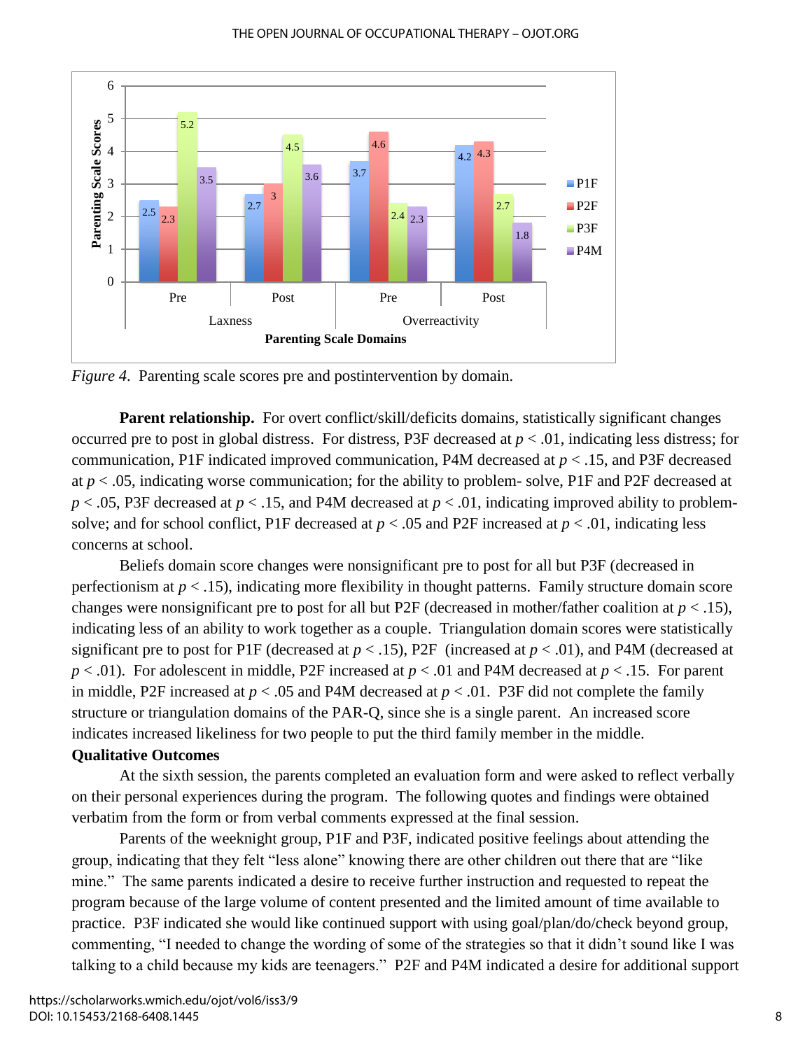*Figure 4*. Parenting scale scores pre and postintervention by domain.

**Parent relationship.** For overt conflict/skill/deficits domains, statistically significant changes occurred pre to post in global distress. For distress, P3F decreased at $p < .01$, indicating less distress; for communication, P1F indicated improved communication, P4M decreased at $p < .15$, and P3F decreased at $p < .05$, indicating worse communication; for the ability to problem- solve, P1F and P2F decreased at $p < .05$, P3F decreased at $p < .15$, and P4M decreased at $p < .01$, indicating improved ability to problem-solve; and for school conflict, P1F decreased at $p < .05$ and P2F increased at $p < .01$, indicating less concerns at school.

Beliefs domain score changes were nonsignificant pre to post for all but P3F (decreased in perfectionism at $p < .15$), indicating more flexibility in thought patterns. Family structure domain score changes were nonsignificant pre to post for all but P2F (decreased in mother/father coalition at $p < .15$), indicating less of an ability to work together as a couple. Triangulation domain scores were statistically significant pre to post for P1F (decreased at $p < .15$), P2F (increased at $p < .01$), and P4M (decreased at $p < .01$). For adolescent in middle, P2F increased at $p < .01$ and P4M decreased at $p < .15$. For parent in middle, P2F increased at $p < .05$ and P4M decreased at $p < .01$. P3F did not complete the family structure or triangulation domains of the PAR-Q, since she is a single parent. An increased score indicates increased likeliness for two people to put the third family member in the middle.

## Qualitative Outcomes

At the sixth session, the parents completed an evaluation form and were asked to reflect verbally on their personal experiences during the program. The following quotes and findings were obtained verbatim from the form or from verbal comments expressed at the final session.

Parents of the weeknight group, P1F and P3F, indicated positive feelings about attending the group, indicating that they felt "less alone" knowing there are other children out there that are "like mine." The same parents indicated a desire to receive further instruction and requested to repeat the program because of the large volume of content presented and the limited amount of time available to practice. P3F indicated she would like continued support with using goal/plan/do/check beyond group, commenting, "I needed to change the wording of some of the strategies so that it didn't sound like I was talking to a child because my kids are teenagers." P2F and P4M indicated a desire for additional support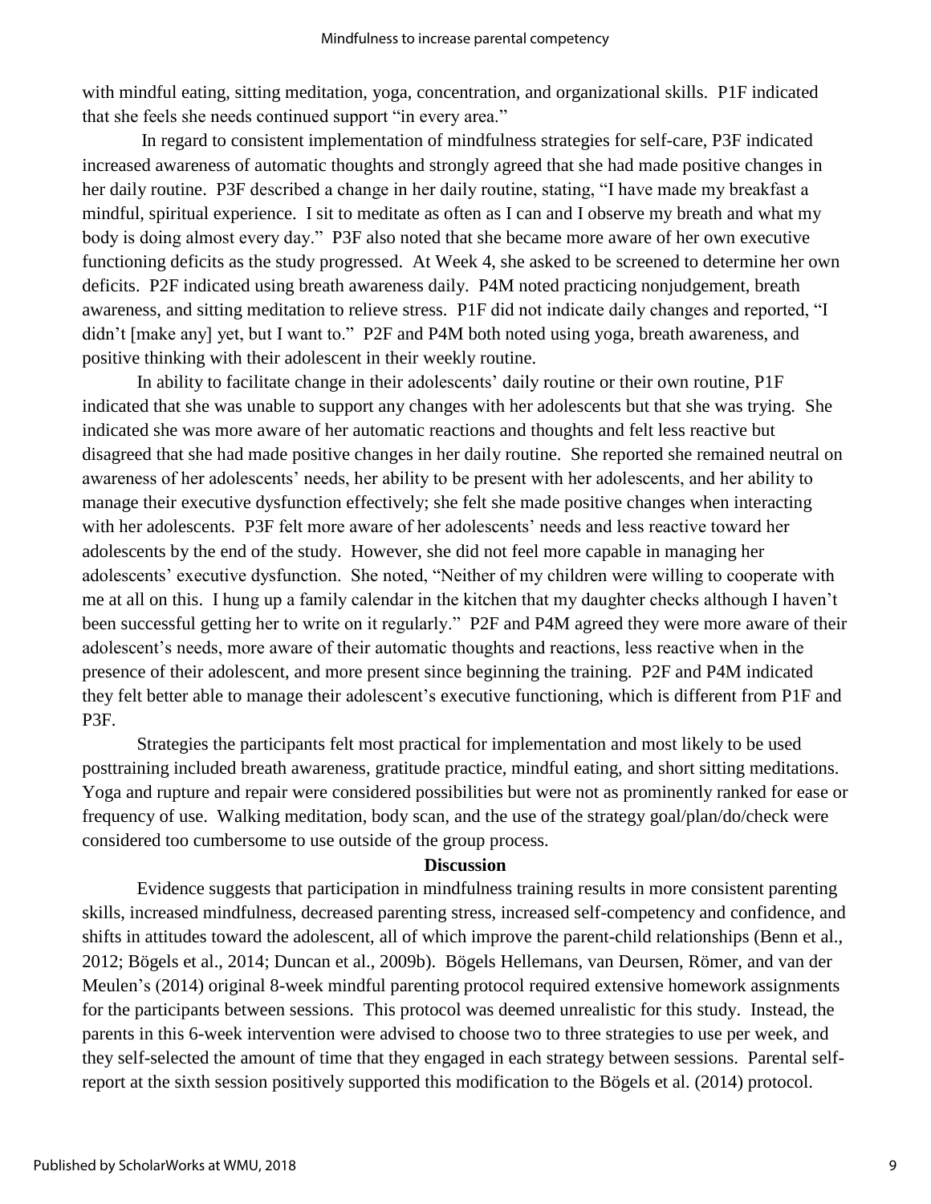with mindful eating, sitting meditation, yoga, concentration, and organizational skills. P1F indicated that she feels she needs continued support "in every area."

In regard to consistent implementation of mindfulness strategies for self-care, P3F indicated increased awareness of automatic thoughts and strongly agreed that she had made positive changes in her daily routine. P3F described a change in her daily routine, stating, "I have made my breakfast a mindful, spiritual experience. I sit to meditate as often as I can and I observe my breath and what my body is doing almost every day." P3F also noted that she became more aware of her own executive functioning deficits as the study progressed. At Week 4, she asked to be screened to determine her own deficits. P2F indicated using breath awareness daily. P4M noted practicing nonjudgement, breath awareness, and sitting meditation to relieve stress. P1F did not indicate daily changes and reported, "I didn't [make any] yet, but I want to." P2F and P4M both noted using yoga, breath awareness, and positive thinking with their adolescent in their weekly routine.

In ability to facilitate change in their adolescents' daily routine or their own routine, P1F indicated that she was unable to support any changes with her adolescents but that she was trying. She indicated she was more aware of her automatic reactions and thoughts and felt less reactive but disagreed that she had made positive changes in her daily routine. She reported she remained neutral on awareness of her adolescents' needs, her ability to be present with her adolescents, and her ability to manage their executive dysfunction effectively; she felt she made positive changes when interacting with her adolescents. P3F felt more aware of her adolescents' needs and less reactive toward her adolescents by the end of the study. However, she did not feel more capable in managing her adolescents' executive dysfunction. She noted, "Neither of my children were willing to cooperate with me at all on this. I hung up a family calendar in the kitchen that my daughter checks although I haven't been successful getting her to write on it regularly." P2F and P4M agreed they were more aware of their adolescent's needs, more aware of their automatic thoughts and reactions, less reactive when in the presence of their adolescent, and more present since beginning the training. P2F and P4M indicated they felt better able to manage their adolescent's executive functioning, which is different from P1F and P3F.

Strategies the participants felt most practical for implementation and most likely to be used posttraining included breath awareness, gratitude practice, mindful eating, and short sitting meditations. Yoga and rupture and repair were considered possibilities but were not as prominently ranked for ease or frequency of use. Walking meditation, body scan, and the use of the strategy goal/plan/do/check were considered too cumbersome to use outside of the group process.

## Discussion

Evidence suggests that participation in mindfulness training results in more consistent parenting skills, increased mindfulness, decreased parenting stress, increased self-competency and confidence, and shifts in attitudes toward the adolescent, all of which improve the parent-child relationships (Benn et al., 2012; Bögels et al., 2014; Duncan et al., 2009b). Bögels Hellemans, van Deursen, Römer, and van der Meulen's (2014) original 8-week mindful parenting protocol required extensive homework assignments for the participants between sessions. This protocol was deemed unrealistic for this study. Instead, the parents in this 6-week intervention were advised to choose two to three strategies to use per week, and they self-selected the amount of time that they engaged in each strategy between sessions. Parental self-report at the sixth session positively supported this modification to the Bögels et al. (2014) protocol.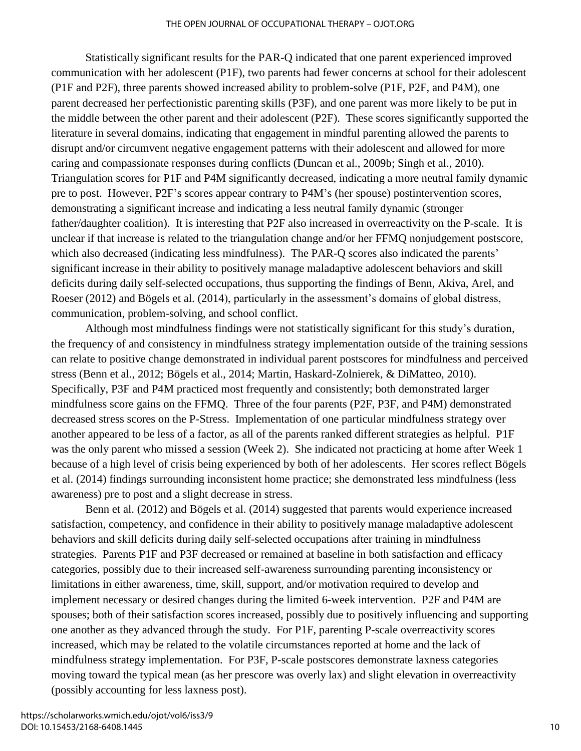Statistically significant results for the PAR-Q indicated that one parent experienced improved communication with her adolescent (P1F), two parents had fewer concerns at school for their adolescent (P1F and P2F), three parents showed increased ability to problem-solve (P1F, P2F, and P4M), one parent decreased her perfectionistic parenting skills (P3F), and one parent was more likely to be put in the middle between the other parent and their adolescent (P2F). These scores significantly supported the literature in several domains, indicating that engagement in mindful parenting allowed the parents to disrupt and/or circumvent negative engagement patterns with their adolescent and allowed for more caring and compassionate responses during conflicts (Duncan et al., 2009b; Singh et al., 2010). Triangulation scores for P1F and P4M significantly decreased, indicating a more neutral family dynamic pre to post. However, P2F's scores appear contrary to P4M's (her spouse) postintervention scores, demonstrating a significant increase and indicating a less neutral family dynamic (stronger father/daughter coalition). It is interesting that P2F also increased in overreactivity on the P-scale. It is unclear if that increase is related to the triangulation change and/or her FFMQ nonjudgement postscore, which also decreased (indicating less mindfulness). The PAR-Q scores also indicated the parents' significant increase in their ability to positively manage maladaptive adolescent behaviors and skill deficits during daily self-selected occupations, thus supporting the findings of Benn, Akiva, Arel, and Roeser (2012) and Bögels et al. (2014), particularly in the assessment's domains of global distress, communication, problem-solving, and school conflict.

Although most mindfulness findings were not statistically significant for this study's duration, the frequency of and consistency in mindfulness strategy implementation outside of the training sessions can relate to positive change demonstrated in individual parent postscores for mindfulness and perceived stress (Benn et al., 2012; Bögels et al., 2014; Martin, Haskard-Zolnierek, & DiMatteo, 2010). Specifically, P3F and P4M practiced most frequently and consistently; both demonstrated larger mindfulness score gains on the FFMQ. Three of the four parents (P2F, P3F, and P4M) demonstrated decreased stress scores on the P-Stress. Implementation of one particular mindfulness strategy over another appeared to be less of a factor, as all of the parents ranked different strategies as helpful. P1F was the only parent who missed a session (Week 2). She indicated not practicing at home after Week 1 because of a high level of crisis being experienced by both of her adolescents. Her scores reflect Bögels et al. (2014) findings surrounding inconsistent home practice; she demonstrated less mindfulness (less awareness) pre to post and a slight decrease in stress.

Benn et al. (2012) and Bögels et al. (2014) suggested that parents would experience increased satisfaction, competency, and confidence in their ability to positively manage maladaptive adolescent behaviors and skill deficits during daily self-selected occupations after training in mindfulness strategies. Parents P1F and P3F decreased or remained at baseline in both satisfaction and efficacy categories, possibly due to their increased self-awareness surrounding parenting inconsistency or limitations in either awareness, time, skill, support, and/or motivation required to develop and implement necessary or desired changes during the limited 6-week intervention. P2F and P4M are spouses; both of their satisfaction scores increased, possibly due to positively influencing and supporting one another as they advanced through the study. For P1F, parenting P-scale overreactivity scores increased, which may be related to the volatile circumstances reported at home and the lack of mindfulness strategy implementation. For P3F, P-scale postscores demonstrate laxness categories moving toward the typical mean (as her prescore was overly lax) and slight elevation in overreactivity (possibly accounting for less laxness post).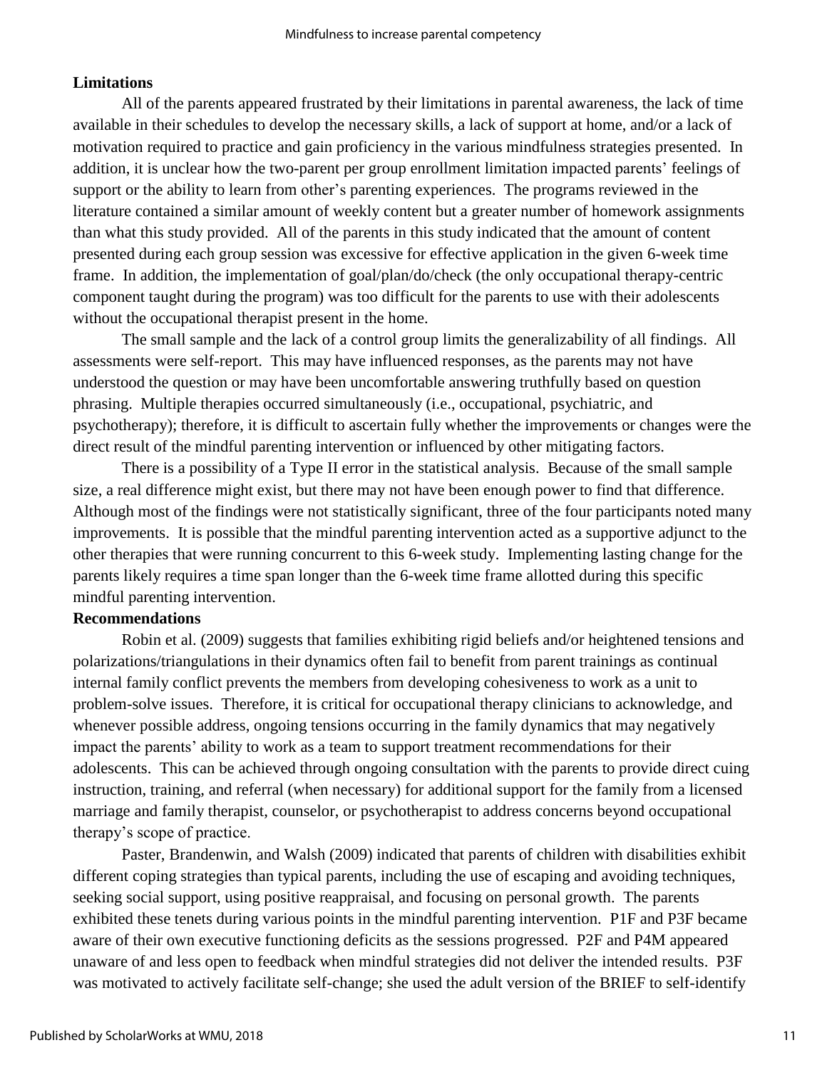## Limitations

All of the parents appeared frustrated by their limitations in parental awareness, the lack of time available in their schedules to develop the necessary skills, a lack of support at home, and/or a lack of motivation required to practice and gain proficiency in the various mindfulness strategies presented. In addition, it is unclear how the two-parent per group enrollment limitation impacted parents' feelings of support or the ability to learn from other's parenting experiences. The programs reviewed in the literature contained a similar amount of weekly content but a greater number of homework assignments than what this study provided. All of the parents in this study indicated that the amount of content presented during each group session was excessive for effective application in the given 6-week time frame. In addition, the implementation of goal/plan/do/check (the only occupational therapy-centric component taught during the program) was too difficult for the parents to use with their adolescents without the occupational therapist present in the home.

The small sample and the lack of a control group limits the generalizability of all findings. All assessments were self-report. This may have influenced responses, as the parents may not have understood the question or may have been uncomfortable answering truthfully based on question phrasing. Multiple therapies occurred simultaneously (i.e., occupational, psychiatric, and psychotherapy); therefore, it is difficult to ascertain fully whether the improvements or changes were the direct result of the mindful parenting intervention or influenced by other mitigating factors.

There is a possibility of a Type II error in the statistical analysis. Because of the small sample size, a real difference might exist, but there may not have been enough power to find that difference. Although most of the findings were not statistically significant, three of the four participants noted many improvements. It is possible that the mindful parenting intervention acted as a supportive adjunct to the other therapies that were running concurrent to this 6-week study. Implementing lasting change for the parents likely requires a time span longer than the 6-week time frame allotted during this specific mindful parenting intervention.

## Recommendations

Robin et al. (2009) suggests that families exhibiting rigid beliefs and/or heightened tensions and polarizations/triangulations in their dynamics often fail to benefit from parent trainings as continual internal family conflict prevents the members from developing cohesiveness to work as a unit to problem-solve issues. Therefore, it is critical for occupational therapy clinicians to acknowledge, and whenever possible address, ongoing tensions occurring in the family dynamics that may negatively impact the parents' ability to work as a team to support treatment recommendations for their adolescents. This can be achieved through ongoing consultation with the parents to provide direct cuing instruction, training, and referral (when necessary) for additional support for the family from a licensed marriage and family therapist, counselor, or psychotherapist to address concerns beyond occupational therapy's scope of practice.

Paster, Brandenwin, and Walsh (2009) indicated that parents of children with disabilities exhibit different coping strategies than typical parents, including the use of escaping and avoiding techniques, seeking social support, using positive reappraisal, and focusing on personal growth. The parents exhibited these tenets during various points in the mindful parenting intervention. P1F and P3F became aware of their own executive functioning deficits as the sessions progressed. P2F and P4M appeared unaware of and less open to feedback when mindful strategies did not deliver the intended results. P3F was motivated to actively facilitate self-change; she used the adult version of the BRIEF to self-identify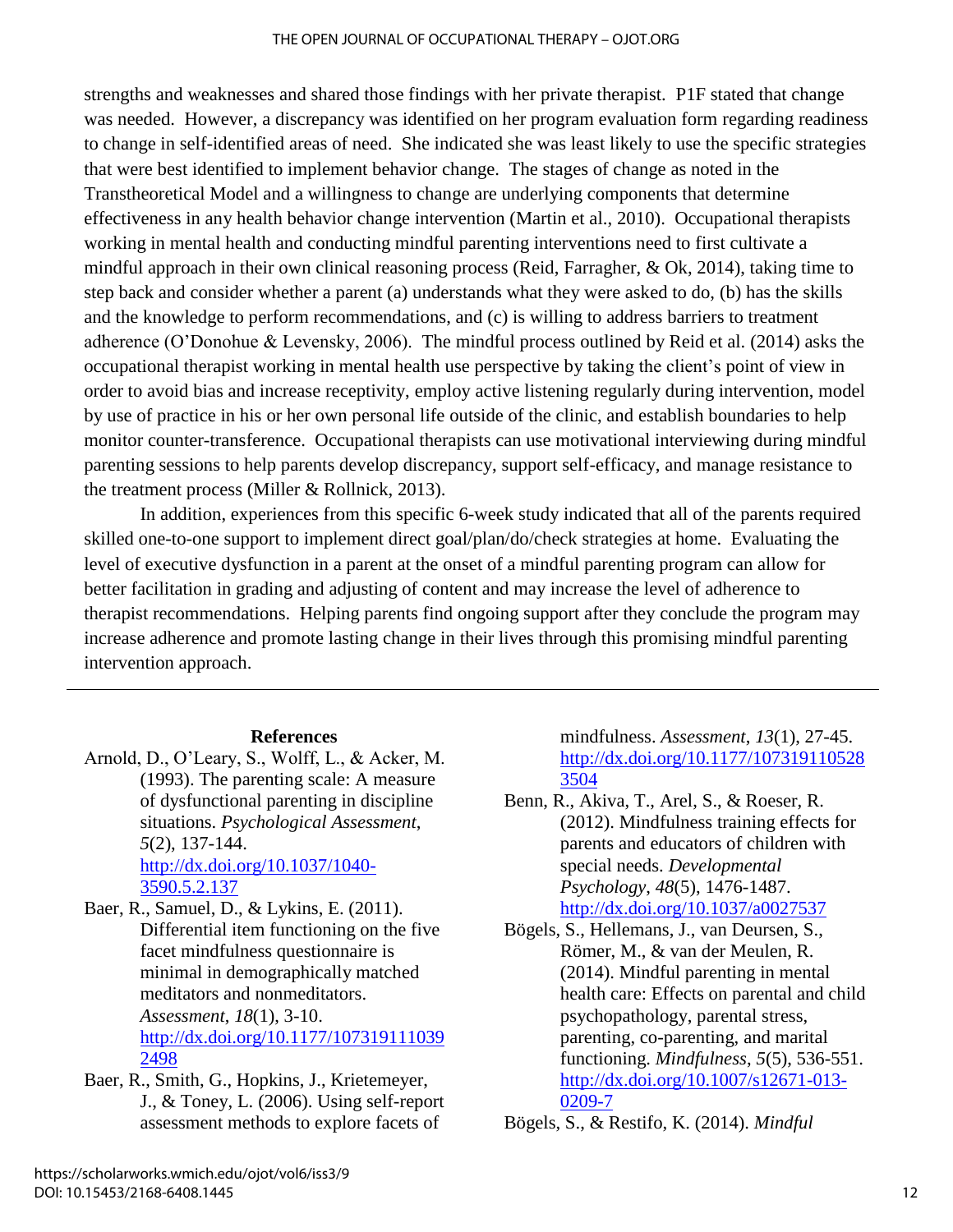strengths and weaknesses and shared those findings with her private therapist. P1F stated that change was needed. However, a discrepancy was identified on her program evaluation form regarding readiness to change in self-identified areas of need. She indicated she was least likely to use the specific strategies that were best identified to implement behavior change. The stages of change as noted in the Transtheoretical Model and a willingness to change are underlying components that determine effectiveness in any health behavior change intervention (Martin et al., 2010). Occupational therapists working in mental health and conducting mindful parenting interventions need to first cultivate a mindful approach in their own clinical reasoning process (Reid, Farragher, & Ok, 2014), taking time to step back and consider whether a parent (a) understands what they were asked to do, (b) has the skills and the knowledge to perform recommendations, and (c) is willing to address barriers to treatment adherence (O'Donohue & Levensky, 2006). The mindful process outlined by Reid et al. (2014) asks the occupational therapist working in mental health use perspective by taking the client's point of view in order to avoid bias and increase receptivity, employ active listening regularly during intervention, model by use of practice in his or her own personal life outside of the clinic, and establish boundaries to help monitor counter-transference. Occupational therapists can use motivational interviewing during mindful parenting sessions to help parents develop discrepancy, support self-efficacy, and manage resistance to the treatment process (Miller & Rollnick, 2013).

In addition, experiences from this specific 6-week study indicated that all of the parents required skilled one-to-one support to implement direct goal/plan/do/check strategies at home. Evaluating the level of executive dysfunction in a parent at the onset of a mindful parenting program can allow for better facilitation in grading and adjusting of content and may increase the level of adherence to therapist recommendations. Helping parents find ongoing support after they conclude the program may increase adherence and promote lasting change in their lives through this promising mindful parenting intervention approach.

---

## References

Arnold, D., O'Leary, S., Wolff, L., & Acker, M. (1993). The parenting scale: A measure of dysfunctional parenting in discipline situations. *Psychological Assessment, 5*(2), 137-144. http://dx.doi.org/10.1037/1040-3590.5.2.137

Baer, R., Samuel, D., & Lykins, E. (2011). Differential item functioning on the five facet mindfulness questionnaire is minimal in demographically matched meditators and nonmeditators. *Assessment, 18*(1), 3-10. http://dx.doi.org/10.1177/1073191110392498

Baer, R., Smith, G., Hopkins, J., Krietemeyer, J., & Toney, L. (2006). Using self-report assessment methods to explore facets of mindfulness. *Assessment, 13*(1), 27-45. http://dx.doi.org/10.1177/1073191105283504

Benn, R., Akiva, T., Arel, S., & Roeser, R. (2012). Mindfulness training effects for parents and educators of children with special needs. *Developmental Psychology, 48*(5), 1476-1487. http://dx.doi.org/10.1037/a0027537

Bögels, S., Hellemans, J., van Deursen, S., Römer, M., & van der Meulen, R. (2014). Mindful parenting in mental health care: Effects on parental and child psychopathology, parental stress, parenting, co-parenting, and marital functioning. *Mindfulness, 5*(5), 536-551. http://dx.doi.org/10.1007/s12671-013-0209-7

Bögels, S., & Restifo, K. (2014). *Mindful*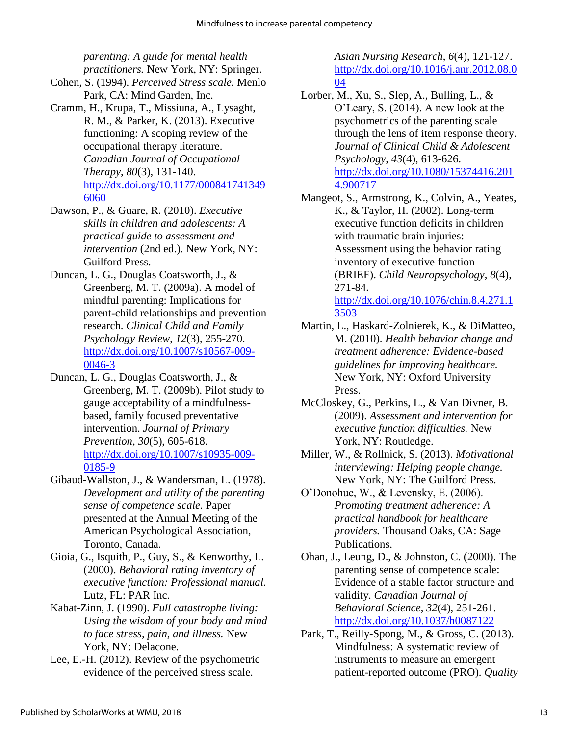*parenting: A guide for mental health practitioners.* New York, NY: Springer.

Cohen, S. (1994). *Perceived Stress scale.* Menlo Park, CA: Mind Garden, Inc.

Cramm, H., Krupa, T., Missiuna, A., Lysaght, R. M., & Parker, K. (2013). Executive functioning: A scoping review of the occupational therapy literature. *Canadian Journal of Occupational Therapy*, *80*(3), 131-140. http://dx.doi.org/10.1177/0008417413496060

Dawson, P., & Guare, R. (2010). *Executive skills in children and adolescents: A practical guide to assessment and intervention* (2nd ed.). New York, NY: Guilford Press.

Duncan, L. G., Douglas Coatsworth, J., & Greenberg, M. T. (2009a). A model of mindful parenting: Implications for parent-child relationships and prevention research. *Clinical Child and Family Psychology Review*, *12*(3), 255-270. http://dx.doi.org/10.1007/s10567-009-0046-3

Duncan, L. G., Douglas Coatsworth, J., & Greenberg, M. T. (2009b). Pilot study to gauge acceptability of a mindfulness-based, family focused preventative intervention. *Journal of Primary Prevention*, *30*(5), 605-618. http://dx.doi.org/10.1007/s10935-009-0185-9

Gibaud-Wallston, J., & Wandersman, L. (1978). *Development and utility of the parenting sense of competence scale.* Paper presented at the Annual Meeting of the American Psychological Association, Toronto, Canada.

Gioia, G., Isquith, P., Guy, S., & Kenworthy, L. (2000). *Behavioral rating inventory of executive function: Professional manual.* Lutz, FL: PAR Inc.

Kabat-Zinn, J. (1990). *Full catastrophe living: Using the wisdom of your body and mind to face stress, pain, and illness.* New York, NY: Delacone.

Lee, E.-H. (2012). Review of the psychometric evidence of the perceived stress scale. *Asian Nursing Research*, *6*(4), 121-127. http://dx.doi.org/10.1016/j.anr.2012.08.004

Lorber, M., Xu, S., Slep, A., Bulling, L., & O'Leary, S. (2014). A new look at the psychometrics of the parenting scale through the lens of item response theory. *Journal of Clinical Child & Adolescent Psychology*, *43*(4), 613-626. http://dx.doi.org/10.1080/15374416.2014.900717

Mangeot, S., Armstrong, K., Colvin, A., Yeates, K., & Taylor, H. (2002). Long-term executive function deficits in children with traumatic brain injuries: Assessment using the behavior rating inventory of executive function (BRIEF). *Child Neuropsychology*, *8*(4), 271-84. http://dx.doi.org/10.1076/chin.8.4.271.13503

Martin, L., Haskard-Zolnierek, K., & DiMatteo, M. (2010). *Health behavior change and treatment adherence: Evidence-based guidelines for improving healthcare.* New York, NY: Oxford University Press.

McCloskey, G., Perkins, L., & Van Divner, B. (2009). *Assessment and intervention for executive function difficulties.* New York, NY: Routledge.

Miller, W., & Rollnick, S. (2013). *Motivational interviewing: Helping people change.* New York, NY: The Guilford Press.

O'Donohue, W., & Levensky, E. (2006). *Promoting treatment adherence: A practical handbook for healthcare providers.* Thousand Oaks, CA: Sage Publications.

Ohan, J., Leung, D., & Johnston, C. (2000). The parenting sense of competence scale: Evidence of a stable factor structure and validity. *Canadian Journal of Behavioral Science*, *32*(4), 251-261. http://dx.doi.org/10.1037/h0087122

Park, T., Reilly-Spong, M., & Gross, C. (2013). Mindfulness: A systematic review of instruments to measure an emergent patient-reported outcome (PRO). *Quality*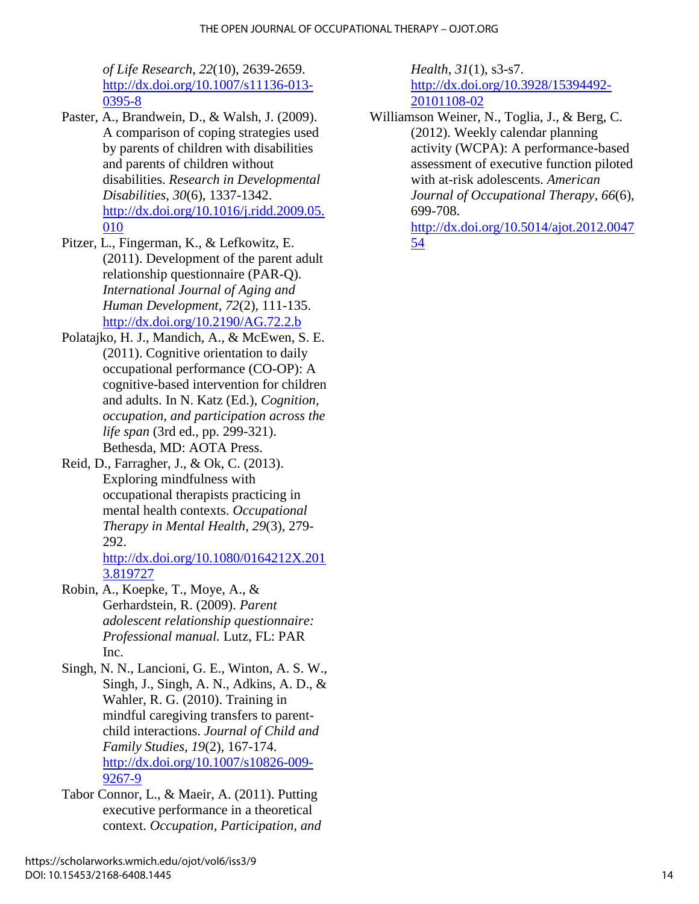*of Life Research*, *22*(10), 2639-2659. http://dx.doi.org/10.1007/s11136-013-0395-8

Paster, A., Brandwein, D., & Walsh, J. (2009). A comparison of coping strategies used by parents of children with disabilities and parents of children without disabilities. *Research in Developmental Disabilities*, *30*(6), 1337-1342. http://dx.doi.org/10.1016/j.ridd.2009.05.010

Pitzer, L., Fingerman, K., & Lefkowitz, E. (2011). Development of the parent adult relationship questionnaire (PAR-Q). *International Journal of Aging and Human Development*, *72*(2), 111-135. http://dx.doi.org/10.2190/AG.72.2.b

Polatajko, H. J., Mandich, A., & McEwen, S. E. (2011). Cognitive orientation to daily occupational performance (CO-OP): A cognitive-based intervention for children and adults. In N. Katz (Ed.), *Cognition, occupation, and participation across the life span* (3rd ed., pp. 299-321). Bethesda, MD: AOTA Press.

Reid, D., Farragher, J., & Ok, C. (2013). Exploring mindfulness with occupational therapists practicing in mental health contexts. *Occupational Therapy in Mental Health*, *29*(3), 279-292. http://dx.doi.org/10.1080/0164212X.2013.819727

Robin, A., Koepke, T., Moye, A., & Gerhardstein, R. (2009). *Parent adolescent relationship questionnaire: Professional manual.* Lutz, FL: PAR Inc.

Singh, N. N., Lancioni, G. E., Winton, A. S. W., Singh, J., Singh, A. N., Adkins, A. D., & Wahler, R. G. (2010). Training in mindful caregiving transfers to parent-child interactions. *Journal of Child and Family Studies*, *19*(2), 167-174. http://dx.doi.org/10.1007/s10826-009-9267-9

Tabor Connor, L., & Maeir, A. (2011). Putting executive performance in a theoretical context. *Occupation, Participation, and Health*, *31*(1), s3-s7. http://dx.doi.org/10.3928/15394492-20101108-02

Williamson Weiner, N., Toglia, J., & Berg, C. (2012). Weekly calendar planning activity (WCPA): A performance-based assessment of executive function piloted with at-risk adolescents. *American Journal of Occupational Therapy*, *66*(6), 699-708. http://dx.doi.org/10.5014/ajot.2012.004754